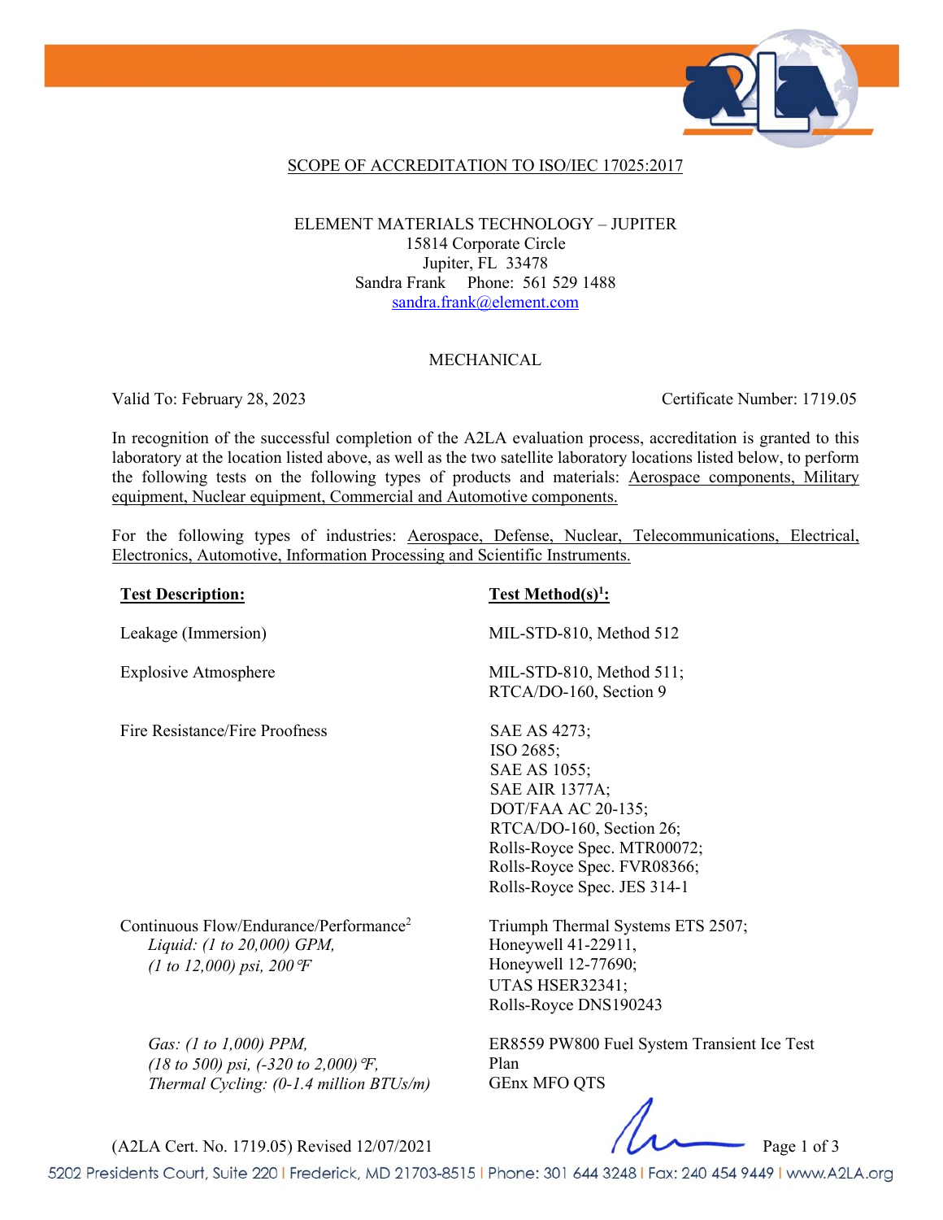SCOPE OF ACCREDITATION TO ISO/IEC 17025:2017

ELEMENT MATERIALS TECHNOLOGY – JUPITER
15814 Corporate Circle
Jupiter, FL 33478
Sandra Frank Phone: 561 529 1488
sandra.frank@element.com

MECHANICAL

Valid To: February 28, 2023 Certificate Number: 1719.05

In recognition of the successful completion of the A2LA evaluation process, accreditation is granted to this laboratory at the location listed above, as well as the two satellite laboratory locations listed below, to perform the following tests on the following types of products and materials: Aerospace components, Military equipment, Nuclear equipment, Commercial and Automotive components.

For the following types of industries: Aerospace, Defense, Nuclear, Telecommunications, Electrical, Electronics, Automotive, Information Processing and Scientific Instruments.

| **Test Description:** | **Test Method(s)[1]:** |
|---|---|
| Leakage (Immersion) | MIL-STD-810, Method 512 |
| Explosive Atmosphere | MIL-STD-810, Method 511;<br>RTCA/DO-160, Section 9 |
| Fire Resistance/Fire Proofness | SAE AS 4273;<br>ISO 2685;<br>SAE AS 1055;<br>SAE AIR 1377A;<br>DOT/FAA AC 20-135;<br>RTCA/DO-160, Section 26;<br>Rolls-Royce Spec. MTR00072;<br>Rolls-Royce Spec. FVR08366;<br>Rolls-Royce Spec. JES 314-1 |
| Continuous Flow/Endurance/Performance[2]<br>*Liquid: (1 to 20,000) GPM, (1 to 12,000) psi, 200°F* | Triumph Thermal Systems ETS 2507;<br>Honeywell 41-22911,<br>Honeywell 12-77690;<br>UTAS HSER32341;<br>Rolls-Royce DNS190243 |
| *Gas: (1 to 1,000) PPM, (18 to 500) psi, (-320 to 2,000) °F, Thermal Cycling: (0-1.4 million BTUs/m)* | ER8559 PW800 Fuel System Transient Ice Test Plan<br>GEnx MFO QTS |

(A2LA Cert. No. 1719.05) Revised 12/07/2021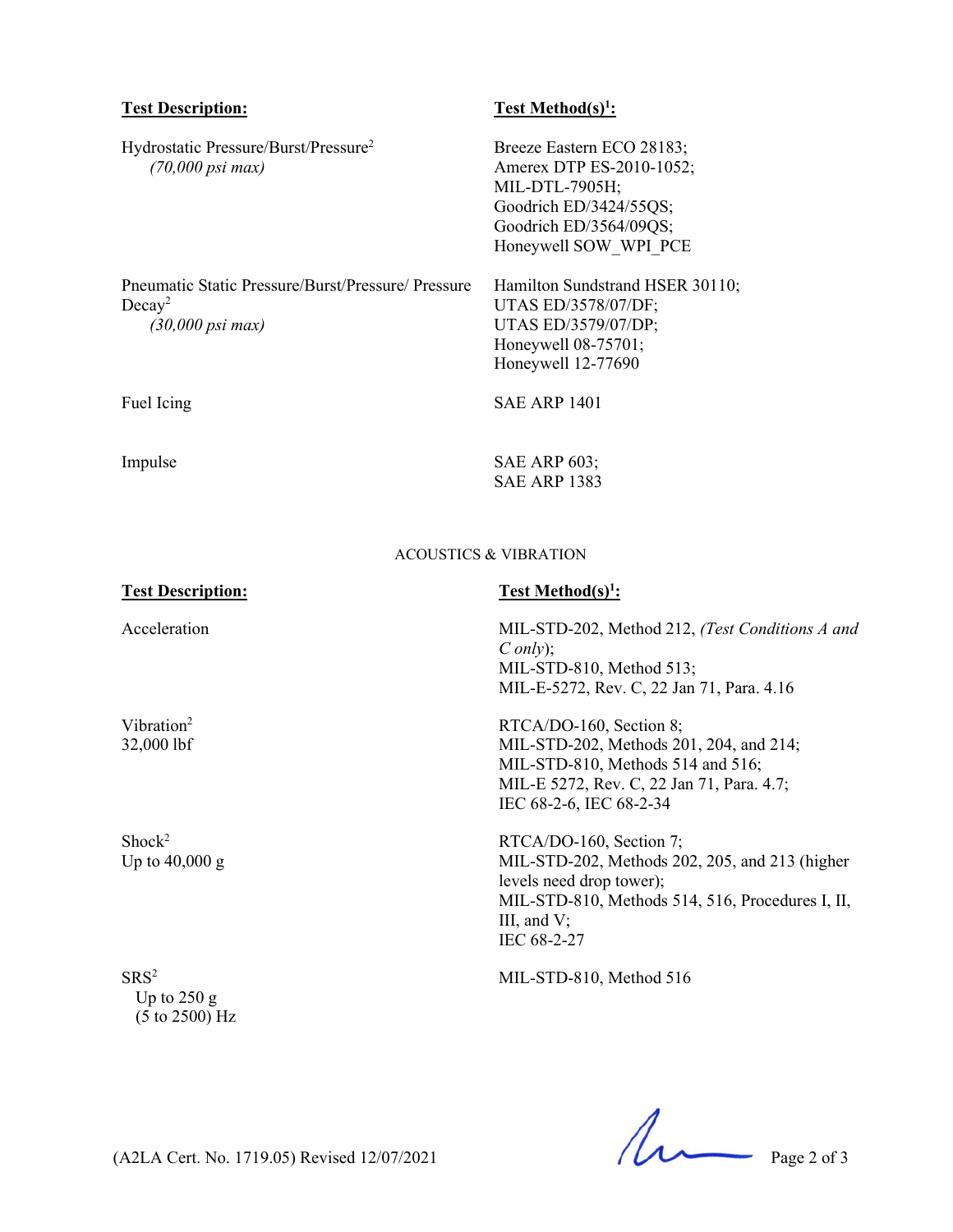| **Test Description:** | **Test Method(s)[1]:** |
| --- | --- |
| Hydrostatic Pressure/Burst/Pressure[2] *(70,000 psi max)* | Breeze Eastern ECO 28183; Amerex DTP ES-2010-1052; MIL-DTL-7905H; Goodrich ED/3424/55QS; Goodrich ED/3564/09QS; Honeywell SOW_WPI_PCE |
| Pneumatic Static Pressure/Burst/Pressure/ Pressure Decay[2] *(30,000 psi max)* | Hamilton Sundstrand HSER 30110; UTAS ED/3578/07/DF; UTAS ED/3579/07/DP; Honeywell 08-75701; Honeywell 12-77690 |
| Fuel Icing | SAE ARP 1401 |
| Impulse | SAE ARP 603; SAE ARP 1383 |

ACOUSTICS & VIBRATION

| **Test Description:** | **Test Method(s)[1]:** |
| --- | --- |
| Acceleration | MIL-STD-202, Method 212, *(Test Conditions A and C only)*; MIL-STD-810, Method 513; MIL-E-5272, Rev. C, 22 Jan 71, Para. 4.16 |
| Vibration[2] 32,000 lbf | RTCA/DO-160, Section 8; MIL-STD-202, Methods 201, 204, and 214; MIL-STD-810, Methods 514 and 516; MIL-E 5272, Rev. C, 22 Jan 71, Para. 4.7; IEC 68-2-6, IEC 68-2-34 |
| Shock[2] Up to 40,000 g | RTCA/DO-160, Section 7; MIL-STD-202, Methods 202, 205, and 213 (higher levels need drop tower); MIL-STD-810, Methods 514, 516, Procedures I, II, III, and V; IEC 68-2-27 |
| SRS[2] Up to 250 g (5 to 2500) Hz | MIL-STD-810, Method 516 |

(A2LA Cert. No. 1719.05) Revised 12/07/2021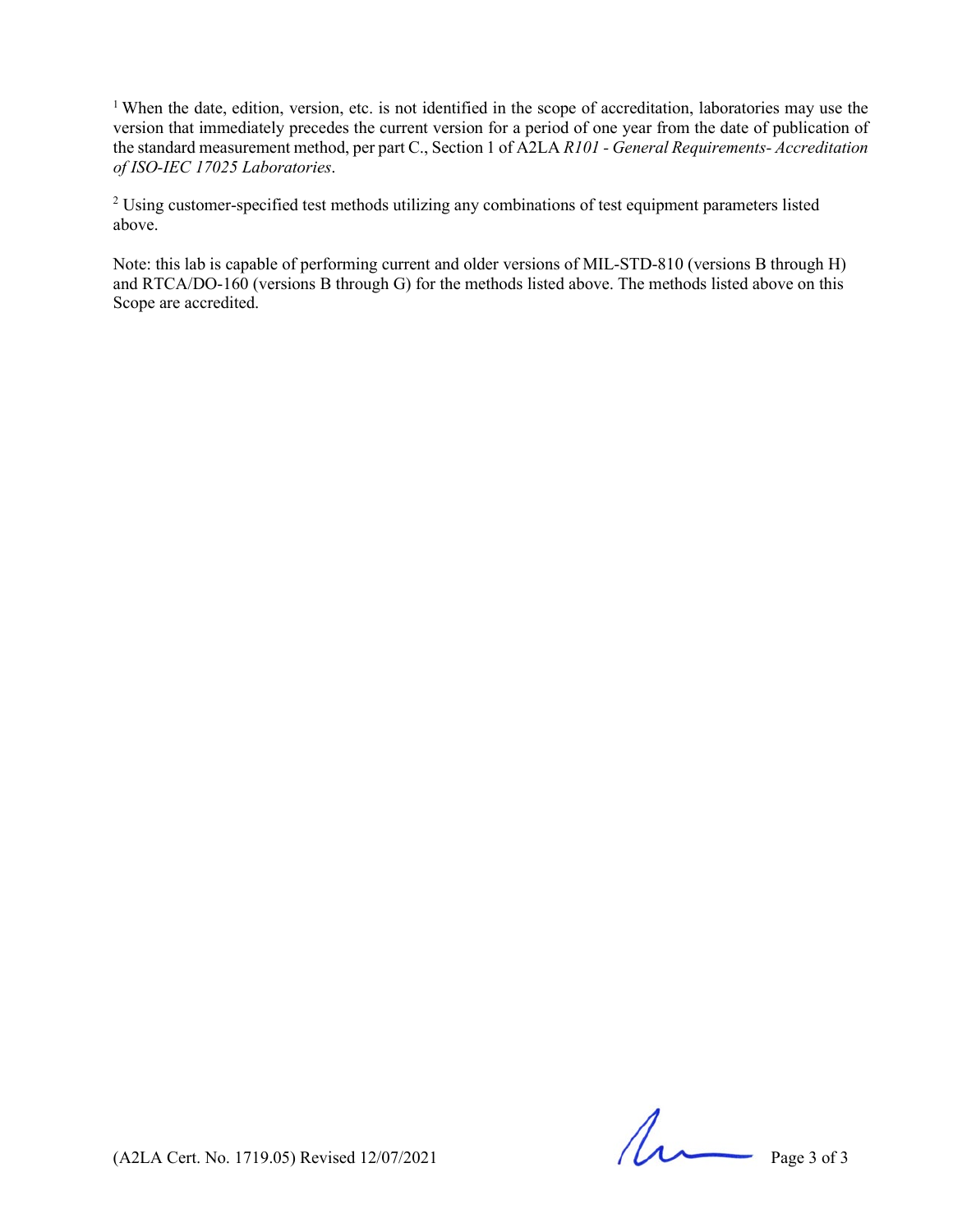[1] When the date, edition, version, etc. is not identified in the scope of accreditation, laboratories may use the version that immediately precedes the current version for a period of one year from the date of publication of the standard measurement method, per part C., Section 1 of A2LA *R101 - General Requirements- Accreditation of ISO-IEC 17025 Laboratories*.

[2] Using customer-specified test methods utilizing any combinations of test equipment parameters listed above.

Note: this lab is capable of performing current and older versions of MIL-STD-810 (versions B through H) and RTCA/DO-160 (versions B through G) for the methods listed above. The methods listed above on this Scope are accredited.

(A2LA Cert. No. 1719.05) Revised 12/07/2021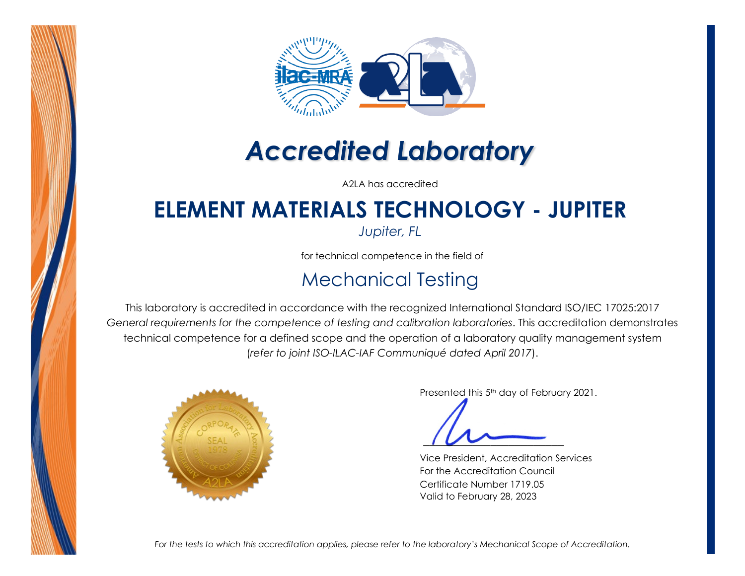# *Accredited Laboratory*

A2LA has accredited

## ELEMENT MATERIALS TECHNOLOGY - JUPITER

*Jupiter, FL*

for technical competence in the field of

## Mechanical Testing

This laboratory is accredited in accordance with the recognized International Standard ISO/IEC 17025:2017 *General requirements for the competence of testing and calibration laboratories*. This accreditation demonstrates technical competence for a defined scope and the operation of a laboratory quality management system (*refer to joint ISO-ILAC-IAF Communiqué dated April 2017*).

Presented this 5th day of February 2021.

Vice President, Accreditation Services
For the Accreditation Council
Certificate Number 1719.05
Valid to February 28, 2023

*For the tests to which this accreditation applies, please refer to the laboratory's Mechanical Scope of Accreditation.*